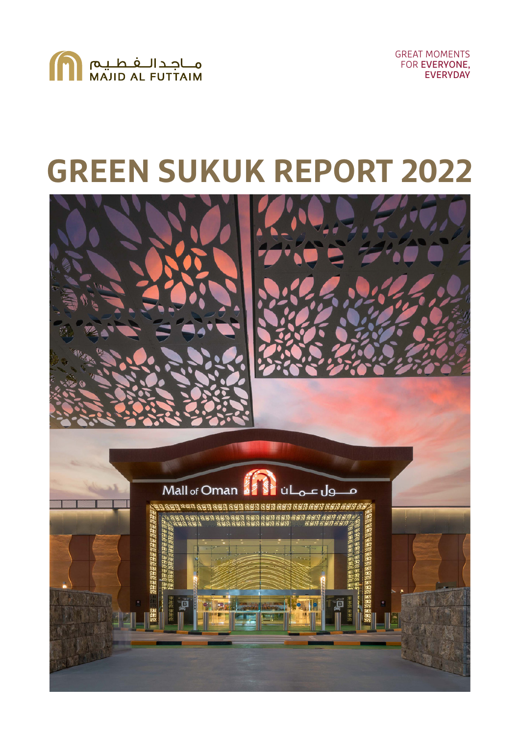ماجدالفطيم
MAJID AL FUTTAIM

GREAT MOMENTS
FOR EVERYONE,
EVERYDAY

# GREEN SUKUK REPORT 2022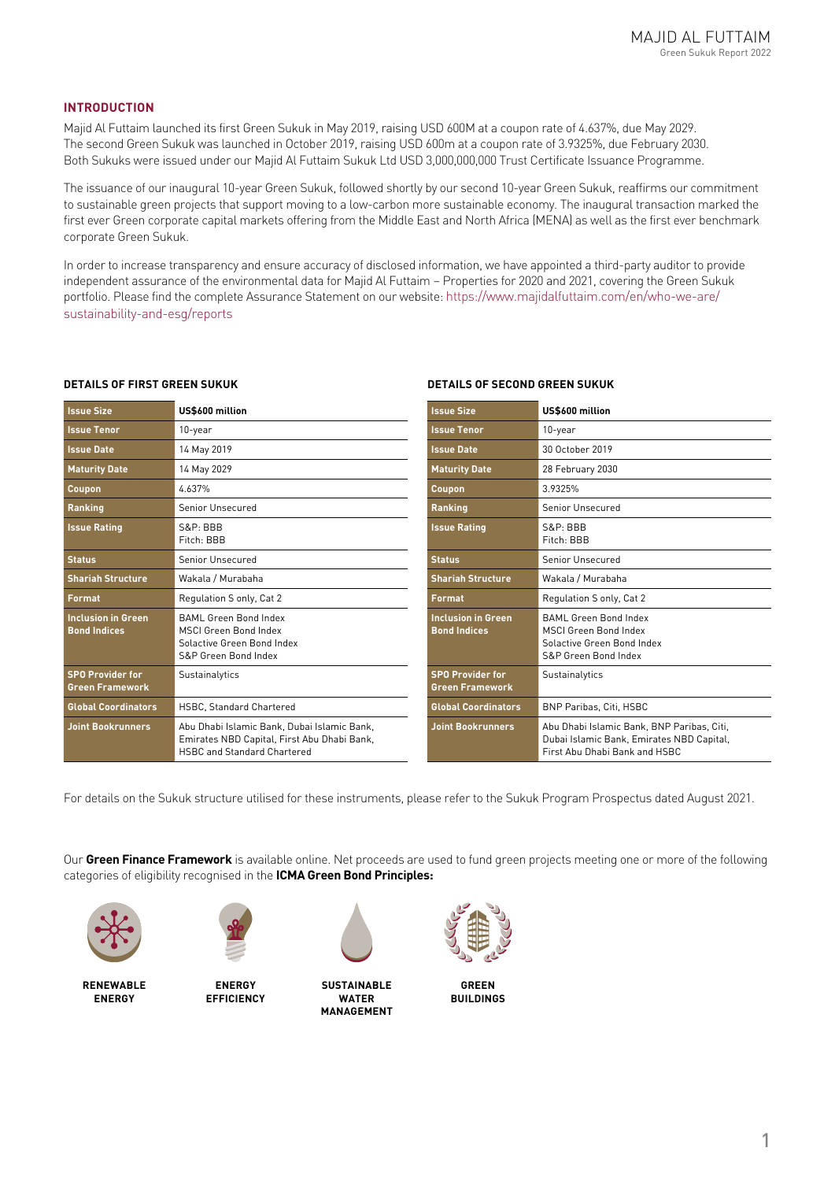## INTRODUCTION

Majid Al Futtaim launched its first Green Sukuk in May 2019, raising USD 600M at a coupon rate of 4.637%, due May 2029. The second Green Sukuk was launched in October 2019, raising USD 600m at a coupon rate of 3.9325%, due February 2030. Both Sukuks were issued under our Majid Al Futtaim Sukuk Ltd USD 3,000,000,000 Trust Certificate Issuance Programme.

The issuance of our inaugural 10-year Green Sukuk, followed shortly by our second 10-year Green Sukuk, reaffirms our commitment to sustainable green projects that support moving to a low-carbon more sustainable economy. The inaugural transaction marked the first ever Green corporate capital markets offering from the Middle East and North Africa (MENA) as well as the first ever benchmark corporate Green Sukuk.

In order to increase transparency and ensure accuracy of disclosed information, we have appointed a third-party auditor to provide independent assurance of the environmental data for Majid Al Futtaim – Properties for 2020 and 2021, covering the Green Sukuk portfolio. Please find the complete Assurance Statement on our website: https://www.majidalfuttaim.com/en/who-we-are/sustainability-and-esg/reports

### DETAILS OF FIRST GREEN SUKUK

| | |
|---|---|
| **Issue Size** | **US$600 million** |
| **Issue Tenor** | 10-year |
| **Issue Date** | 14 May 2019 |
| **Maturity Date** | 14 May 2029 |
| **Coupon** | 4.637% |
| **Ranking** | Senior Unsecured |
| **Issue Rating** | S&P: BBB<br>Fitch: BBB |
| **Status** | Senior Unsecured |
| **Shariah Structure** | Wakala / Murabaha |
| **Format** | Regulation S only, Cat 2 |
| **Inclusion in Green Bond Indices** | BAML Green Bond Index<br>MSCI Green Bond Index<br>Solactive Green Bond Index<br>S&P Green Bond Index |
| **SPO Provider for Green Framework** | Sustainalytics |
| **Global Coordinators** | HSBC, Standard Chartered |
| **Joint Bookrunners** | Abu Dhabi Islamic Bank, Dubai Islamic Bank, Emirates NBD Capital, First Abu Dhabi Bank, HSBC and Standard Chartered |

### DETAILS OF SECOND GREEN SUKUK

| | |
|---|---|
| **Issue Size** | **US$600 million** |
| **Issue Tenor** | 10-year |
| **Issue Date** | 30 October 2019 |
| **Maturity Date** | 28 February 2030 |
| **Coupon** | 3.9325% |
| **Ranking** | Senior Unsecured |
| **Issue Rating** | S&P: BBB<br>Fitch: BBB |
| **Status** | Senior Unsecured |
| **Shariah Structure** | Wakala / Murabaha |
| **Format** | Regulation S only, Cat 2 |
| **Inclusion in Green Bond Indices** | BAML Green Bond Index<br>MSCI Green Bond Index<br>Solactive Green Bond Index<br>S&P Green Bond Index |
| **SPO Provider for Green Framework** | Sustainalytics |
| **Global Coordinators** | BNP Paribas, Citi, HSBC |
| **Joint Bookrunners** | Abu Dhabi Islamic Bank, BNP Paribas, Citi, Dubai Islamic Bank, Emirates NBD Capital, First Abu Dhabi Bank and HSBC |

For details on the Sukuk structure utilised for these instruments, please refer to the Sukuk Program Prospectus dated August 2021.

Our **Green Finance Framework** is available online. Net proceeds are used to fund green projects meeting one or more of the following categories of eligibility recognised in the **ICMA Green Bond Principles:**

**RENEWABLE ENERGY**

**ENERGY EFFICIENCY**

**SUSTAINABLE WATER MANAGEMENT**

**GREEN BUILDINGS**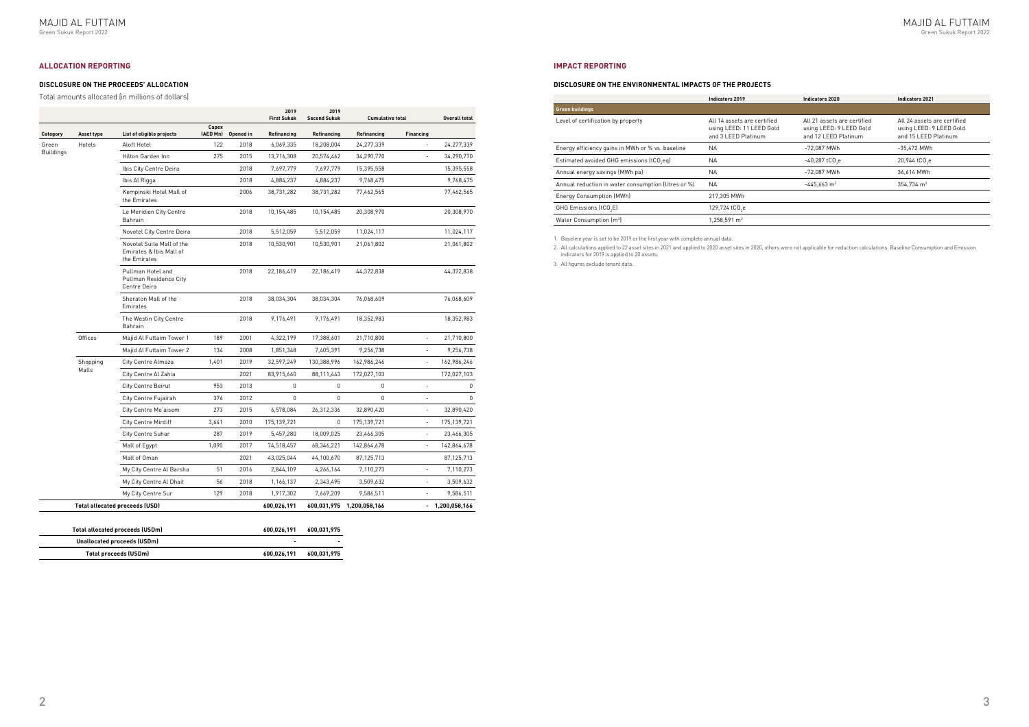## ALLOCATION REPORTING

### DISCLOSURE ON THE PROCEEDS' ALLOCATION

Total amounts allocated (in millions of dollars)

| Category | Asset type | List of eligible projects | Capex (AED Mn) | Opened in | 2019 First Sukuk Refinancing | 2019 Second Sukuk Refinancing | Cumulative total Refinancing | Cumulative total Financing | Overall total |
|---|---|---|---|---|---|---|---|---|---|
| Green Buildings | Hotels | Aloft Hotel | 122 | 2018 | 6,069,335 | 18,208,004 | 24,277,339 | - | 24,277,339 |
| | | Hilton Garden Inn | 275 | 2015 | 13,716,308 | 20,574,462 | 34,290,770 | - | 34,290,770 |
| | | Ibis City Centre Deira | | 2018 | 7,697,779 | 7,697,779 | 15,395,558 | | 15,395,558 |
| | | Ibis Al Rigga | | 2018 | 4,884,237 | 4,884,237 | 9,768,475 | | 9,768,475 |
| | | Kempinski Hotel Mall of the Emirates | | 2006 | 38,731,282 | 38,731,282 | 77,462,565 | | 77,462,565 |
| | | Le Meridien City Centre Bahrain | | 2018 | 10,154,485 | 10,154,485 | 20,308,970 | | 20,308,970 |
| | | Novotel City Centre Deira | | 2018 | 5,512,059 | 5,512,059 | 11,024,117 | | 11,024,117 |
| | | Novotel Suite Mall of the Emirates & Ibis Mall of the Emirates | | 2018 | 10,530,901 | 10,530,901 | 21,061,802 | | 21,061,802 |
| | | Pullman Hotel and Pullman Residence City Centre Deira | | 2018 | 22,186,419 | 22,186,419 | 44,372,838 | | 44,372,838 |
| | | Sheraton Mall of the Emirates | | 2018 | 38,034,304 | 38,034,304 | 76,068,609 | | 76,068,609 |
| | | The Westin City Centre Bahrain | | 2018 | 9,176,491 | 9,176,491 | 18,352,983 | | 18,352,983 |
| | Offices | Majid Al Futtaim Tower 1 | 189 | 2001 | 4,322,199 | 17,388,601 | 21,710,800 | - | 21,710,800 |
| | | Majid Al Futtaim Tower 2 | 134 | 2008 | 1,851,348 | 7,405,391 | 9,256,738 | - | 9,256,738 |
| | Shopping Malls | City Centre Almaza | 1,401 | 2019 | 32,597,249 | 130,388,996 | 162,986,246 | - | 162,986,246 |
| | | City Centre Al Zahia | | 2021 | 83,915,660 | 88,111,443 | 172,027,103 | | 172,027,103 |
| | | City Centre Beirut | 953 | 2013 | 0 | 0 | 0 | - | 0 |
| | | City Centre Fujairah | 376 | 2012 | 0 | 0 | 0 | - | 0 |
| | | City Centre Me'aisem | 273 | 2015 | 6,578,084 | 26,312,336 | 32,890,420 | - | 32,890,420 |
| | | City Centre Mirdiff | 3,641 | 2010 | 175,139,721 | 0 | 175,139,721 | - | 175,139,721 |
| | | City Centre Suhar | 287 | 2019 | 5,457,280 | 18,009,025 | 23,466,305 | - | 23,466,305 |
| | | Mall of Egypt | 1,090 | 2017 | 74,518,457 | 68,346,221 | 142,864,678 | - | 142,864,678 |
| | | Mall of Oman | | 2021 | 43,025,044 | 44,100,670 | 87,125,713 | | 87,125,713 |
| | | My City Centre Al Barsha | 51 | 2016 | 2,844,109 | 4,266,164 | 7,110,273 | - | 7,110,273 |
| | | My City Centre Al Dhait | 56 | 2018 | 1,166,137 | 2,343,495 | 3,509,632 | - | 3,509,632 |
| | | My City Centre Sur | 129 | 2018 | 1,917,302 | 7,669,209 | 9,586,511 | - | 9,586,511 |
| **Total allocated proceeds (USD)** | | | | | **600,026,191** | **600,031,975** | **1,200,058,166** | **-** | **1,200,058,166** |

| | 2019 First Sukuk | 2019 Second Sukuk |
|---|---|---|
| **Total allocated proceeds (USDm)** | **600,026,191** | **600,031,975** |
| **Unallocated proceeds (USDm)** | **-** | **-** |
| **Total proceeds (USDm)** | **600,026,191** | **600,031,975** |

## IMPACT REPORTING

### DISCLOSURE ON THE ENVIRONMENTAL IMPACTS OF THE PROJECTS

| | Indicators 2019 | Indicators 2020 | Indicators 2021 |
|---|---|---|---|
| **Green buildings** | | | |
| Level of certification by property | All 14 assets are certified using LEED: 11 LEED Gold and 3 LEED Platinum | All 21 assets are certified using LEED: 9 LEED Gold and 12 LEED Platinum | All 24 assets are certified using LEED: 9 LEED Gold and 15 LEED Platinum |
| Energy efficiency gains in MWh or % vs. baseline | NA | -72,087 MWh | -35,472 MWh |
| Estimated avoided GHG emissions ($tCO_2eq$) | NA | -40,287 $tCO_2e$ | 20,944 $tCO_2e$ |
| Annual energy savings (MWh pa) | NA | -72,087 MWh | 36,614 MWh |
| Annual reduction in water consumption (litres or %) | NA | -445,663 $m^3$ | 354,734 $m^3$ |
| Energy Consumption (MWh) | 217,305 MWh | | |
| GHG Emissions ($tCO_2E$) | 129,724 $tCO_2e$ | | |
| Water Consumption ($m^3$) | 1,258,591 $m^3$ | | |

1. Baseline year is set to be 2019 or the first year with complete annual data.
2. All calculations applied to 22 asset sites in 2021 and applied to 2020 asset sites in 2020, others were not applicable for reduction calculations. Baseline Consumption and Emission indicators for 2019 is applied to 20 assets.
3. All figures exclude tenant data.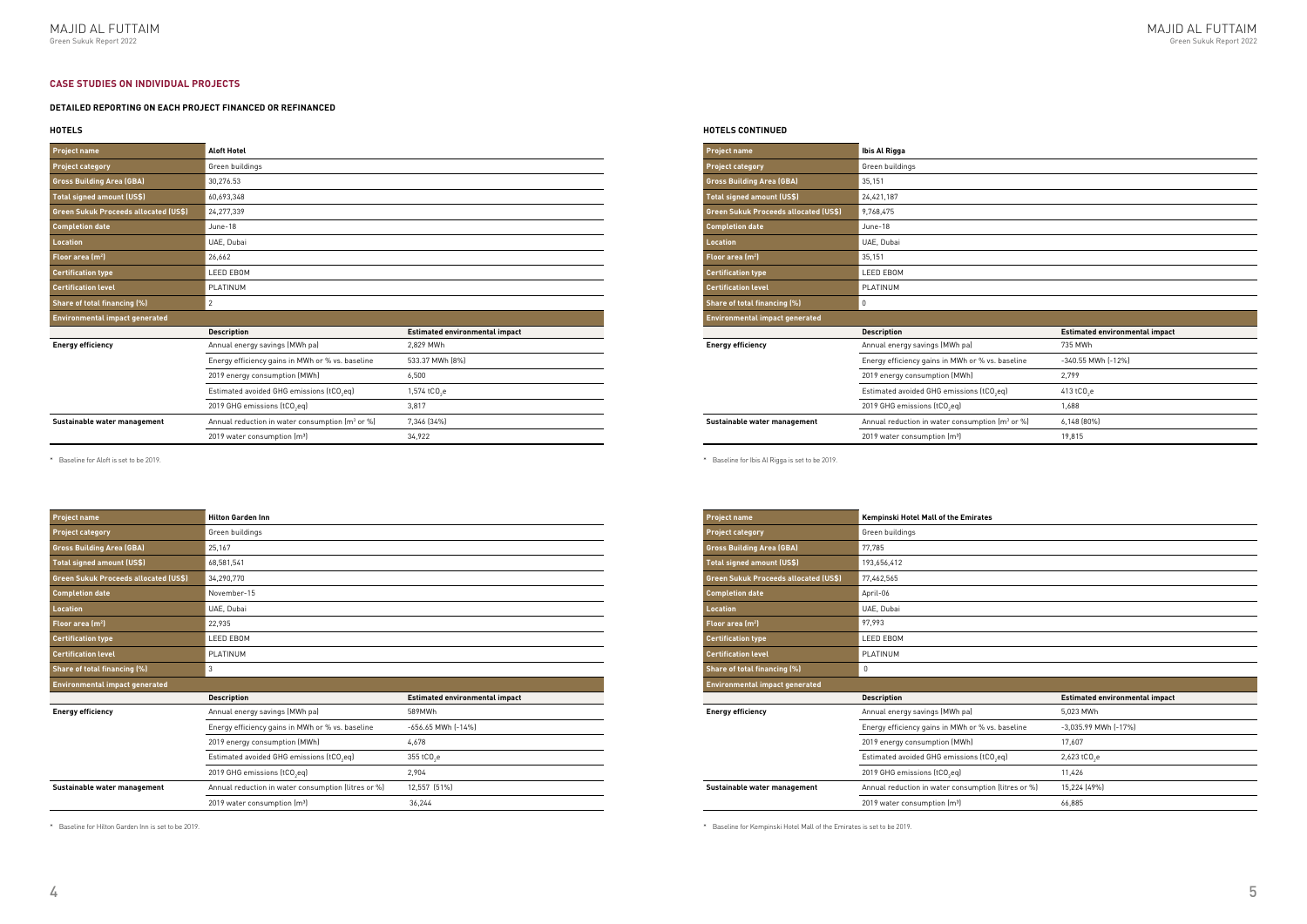## CASE STUDIES ON INDIVIDUAL PROJECTS

### DETAILED REPORTING ON EACH PROJECT FINANCED OR REFINANCED

#### HOTELS

| Project name | Aloft Hotel | |
|---|---|---|
| Project category | Green buildings | |
| Gross Building Area (GBA) | 30,276.53 | |
| Total signed amount (US$) | 60,693,348 | |
| Green Sukuk Proceeds allocated (US$) | 24,277,339 | |
| Completion date | June-18 | |
| Location | UAE, Dubai | |
| Floor area (m²) | 26,662 | |
| Certification type | LEED EBOM | |
| Certification level | PLATINUM | |
| Share of total financing (%) | 2 | |
| Environmental impact generated | | |
| | **Description** | **Estimated environmental impact** |
| **Energy efficiency** | Annual energy savings (MWh pa) | 2,829 MWh |
| | Energy efficiency gains in MWh or % vs. baseline | 533.37 MWh (8%) |
| | 2019 energy consumption (MWh) | 6,500 |
| | Estimated avoided GHG emissions ($tCO_2eq$) | 1,574 $tCO_2e$ |
| | 2019 GHG emissions ($tCO_2eq$) | 3,817 |
| **Sustainable water management** | Annual reduction in water consumption (m³ or %) | 7,346 (34%) |
| | 2019 water consumption (m³) | 34,922 |

* Baseline for Aloft is set to be 2019.

| Project name | Hilton Garden Inn | |
|---|---|---|
| Project category | Green buildings | |
| Gross Building Area (GBA) | 25,167 | |
| Total signed amount (US$) | 68,581,541 | |
| Green Sukuk Proceeds allocated (US$) | 34,290,770 | |
| Completion date | November-15 | |
| Location | UAE, Dubai | |
| Floor area (m²) | 22,935 | |
| Certification type | LEED EBOM | |
| Certification level | PLATINUM | |
| Share of total financing (%) | 3 | |
| Environmental impact generated | | |
| | **Description** | **Estimated environmental impact** |
| **Energy efficiency** | Annual energy savings (MWh pa) | 589MWh |
| | Energy efficiency gains in MWh or % vs. baseline | -656.65 MWh (-14%) |
| | 2019 energy consumption (MWh) | 4,678 |
| | Estimated avoided GHG emissions ($tCO_2eq$) | 355 $tCO_2e$ |
| | 2019 GHG emissions ($tCO_2eq$) | 2,904 |
| **Sustainable water management** | Annual reduction in water consumption (litres or %) | 12,557 (51%) |
| | 2019 water consumption (m³) | 36,244 |

* Baseline for Hilton Garden Inn is set to be 2019.

#### HOTELS CONTINUED

| Project name | Ibis Al Rigga | |
|---|---|---|
| Project category | Green buildings | |
| Gross Building Area (GBA) | 35,151 | |
| Total signed amount (US$) | 24,421,187 | |
| Green Sukuk Proceeds allocated (US$) | 9,768,475 | |
| Completion date | June-18 | |
| Location | UAE, Dubai | |
| Floor area (m²) | 35,151 | |
| Certification type | LEED EBOM | |
| Certification level | PLATINUM | |
| Share of total financing (%) | 0 | |
| Environmental impact generated | | |
| | **Description** | **Estimated environmental impact** |
| **Energy efficiency** | Annual energy savings (MWh pa) | 735 MWh |
| | Energy efficiency gains in MWh or % vs. baseline | -340.55 MWh (-12%) |
| | 2019 energy consumption (MWh) | 2,799 |
| | Estimated avoided GHG emissions ($tCO_2eq$) | 413 $tCO_2e$ |
| | 2019 GHG emissions ($tCO_2eq$) | 1,688 |
| **Sustainable water management** | Annual reduction in water consumption (m³ or %) | 6,148 (80%) |
| | 2019 water consumption (m³) | 19,815 |

* Baseline for Ibis Al Rigga is set to be 2019.

| Project name | Kempinski Hotel Mall of the Emirates | |
|---|---|---|
| Project category | Green buildings | |
| Gross Building Area (GBA) | 77,785 | |
| Total signed amount (US$) | 193,656,412 | |
| Green Sukuk Proceeds allocated (US$) | 77,462,565 | |
| Completion date | April-06 | |
| Location | UAE, Dubai | |
| Floor area (m²) | 97,993 | |
| Certification type | LEED EBOM | |
| Certification level | PLATINUM | |
| Share of total financing (%) | 0 | |
| Environmental impact generated | | |
| | **Description** | **Estimated environmental impact** |
| **Energy efficiency** | Annual energy savings (MWh pa) | 5,023 MWh |
| | Energy efficiency gains in MWh or % vs. baseline | -3,035.99 MWh (-17%) |
| | 2019 energy consumption (MWh) | 17,607 |
| | Estimated avoided GHG emissions ($tCO_2eq$) | 2,623 $tCO_2e$ |
| | 2019 GHG emissions ($tCO_2eq$) | 11,426 |
| **Sustainable water management** | Annual reduction in water consumption (litres or %) | 15,224 (49%) |
| | 2019 water consumption (m³) | 66,885 |

* Baseline for Kempinski Hotel Mall of the Emirates is set to be 2019.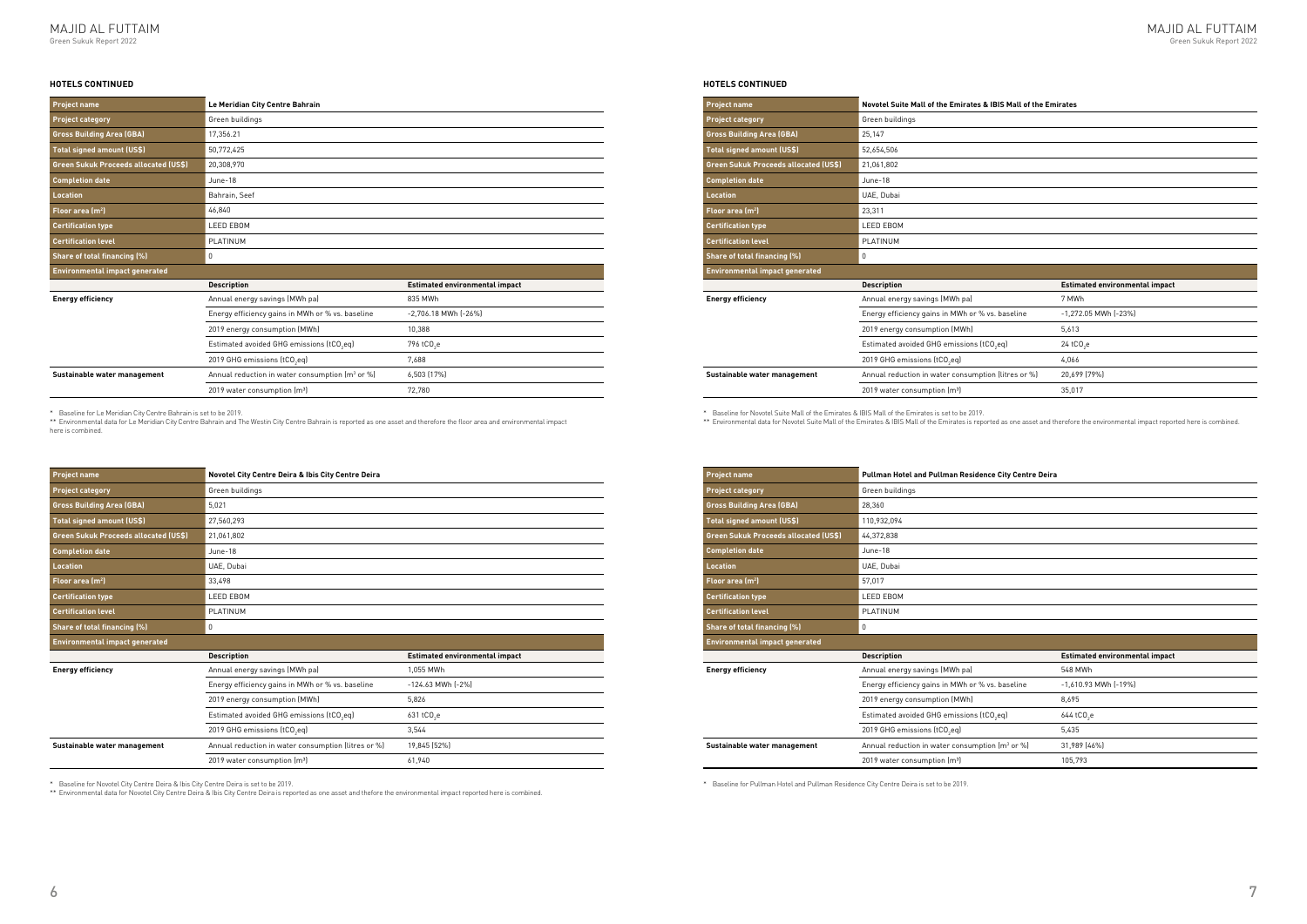## HOTELS CONTINUED

| Project name | Le Meridian City Centre Bahrain | |
|---|---|---|
| Project category | Green buildings | |
| Gross Building Area (GBA) | 17,356.21 | |
| Total signed amount (US$) | 50,772,425 | |
| Green Sukuk Proceeds allocated (US$) | 20,308,970 | |
| Completion date | June-18 | |
| Location | Bahrain, Seef | |
| Floor area (m²) | 46,840 | |
| Certification type | LEED EBOM | |
| Certification level | PLATINUM | |
| Share of total financing (%) | 0 | |
| Environmental impact generated | | |
| | Description | Estimated environmental impact |
| Energy efficiency | Annual energy savings (MWh pa) | 835 MWh |
| | Energy efficiency gains in MWh or % vs. baseline | -2,706.18 MWh (-26%) |
| | 2019 energy consumption (MWh) | 10,388 |
| | Estimated avoided GHG emissions ($tCO_2eq$) | 796 $tCO_2e$ |
| | 2019 GHG emissions ($tCO_2eq$) | 7,688 |
| Sustainable water management | Annual reduction in water consumption (m³ or %) | 6,503 (17%) |
| | 2019 water consumption (m³) | 72,780 |

\* Baseline for Le Meridian City Centre Bahrain is set to be 2019.

\*\* Environmental data for Le Meridian City Centre Bahrain and The Westin City Centre Bahrain is reported as one asset and therefore the floor area and environmental impact here is combined.

| Project name | Novotel City Centre Deira & Ibis City Centre Deira | |
|---|---|---|
| Project category | Green buildings | |
| Gross Building Area (GBA) | 5,021 | |
| Total signed amount (US$) | 27,560,293 | |
| Green Sukuk Proceeds allocated (US$) | 21,061,802 | |
| Completion date | June-18 | |
| Location | UAE, Dubai | |
| Floor area (m²) | 33,498 | |
| Certification type | LEED EBOM | |
| Certification level | PLATINUM | |
| Share of total financing (%) | 0 | |
| Environmental impact generated | | |
| | Description | Estimated environmental impact |
| Energy efficiency | Annual energy savings (MWh pa) | 1,055 MWh |
| | Energy efficiency gains in MWh or % vs. baseline | -124.63 MWh (-2%) |
| | 2019 energy consumption (MWh) | 5,826 |
| | Estimated avoided GHG emissions ($tCO_2eq$) | 631 $tCO_2e$ |
| | 2019 GHG emissions ($tCO_2eq$) | 3,544 |
| Sustainable water management | Annual reduction in water consumption (litres or %) | 19,845 (52%) |
| | 2019 water consumption (m³) | 61,940 |

\* Baseline for Novotel City Centre Deira & Ibis City Centre Deira is set to be 2019.

\*\* Environmental data for Novotel City Centre Deira & Ibis City Centre Deira is reported as one asset and thefore the environmental impact reported here is combined.

## HOTELS CONTINUED

| Project name | Novotel Suite Mall of the Emirates & IBIS Mall of the Emirates | |
|---|---|---|
| Project category | Green buildings | |
| Gross Building Area (GBA) | 25,147 | |
| Total signed amount (US$) | 52,654,506 | |
| Green Sukuk Proceeds allocated (US$) | 21,061,802 | |
| Completion date | June-18 | |
| Location | UAE, Dubai | |
| Floor area (m²) | 23,311 | |
| Certification type | LEED EBOM | |
| Certification level | PLATINUM | |
| Share of total financing (%) | 0 | |
| Environmental impact generated | | |
| | Description | Estimated environmental impact |
| Energy efficiency | Annual energy savings (MWh pa) | 7 MWh |
| | Energy efficiency gains in MWh or % vs. baseline | -1,272.05 MWh (-23%) |
| | 2019 energy consumption (MWh) | 5,613 |
| | Estimated avoided GHG emissions ($tCO_2eq$) | 24 $tCO_2e$ |
| | 2019 GHG emissions ($tCO_2eq$) | 4,066 |
| Sustainable water management | Annual reduction in water consumption (litres or %) | 20,699 (79%) |
| | 2019 water consumption (m³) | 35,017 |

\* Baseline for Novotel Suite Mall of the Emirates & IBIS Mall of the Emirates is set to be 2019.

\*\* Environmental data for Novotel Suite Mall of the Emirates & IBIS Mall of the Emirates is reported as one asset and therefore the environmental impact reported here is combined.

| Project name | Pullman Hotel and Pullman Residence City Centre Deira | |
|---|---|---|
| Project category | Green buildings | |
| Gross Building Area (GBA) | 28,360 | |
| Total signed amount (US$) | 110,932,094 | |
| Green Sukuk Proceeds allocated (US$) | 44,372,838 | |
| Completion date | June-18 | |
| Location | UAE, Dubai | |
| Floor area (m²) | 57,017 | |
| Certification type | LEED EBOM | |
| Certification level | PLATINUM | |
| Share of total financing (%) | 0 | |
| Environmental impact generated | | |
| | Description | Estimated environmental impact |
| Energy efficiency | Annual energy savings (MWh pa) | 548 MWh |
| | Energy efficiency gains in MWh or % vs. baseline | -1,610.93 MWh (-19%) |
| | 2019 energy consumption (MWh) | 8,695 |
| | Estimated avoided GHG emissions ($tCO_2eq$) | 644 $tCO_2e$ |
| | 2019 GHG emissions ($tCO_2eq$) | 5,435 |
| Sustainable water management | Annual reduction in water consumption (m³ or %) | 31,989 (46%) |
| | 2019 water consumption (m³) | 105,793 |

\* Baseline for Pullman Hotel and Pullman Residence City Centre Deira is set to be 2019.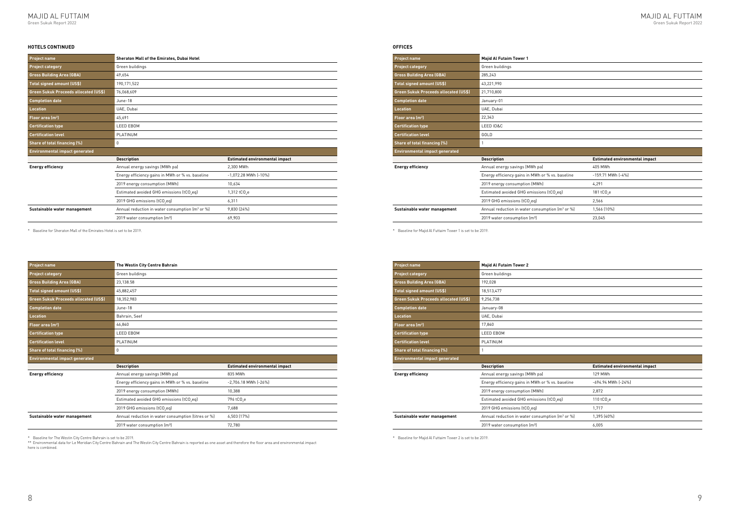## HOTELS CONTINUED

| Project name | Sheraton Mall of the Emirates, Dubai Hotel | |
|---|---|---|
| Project category | Green buildings | |
| Gross Building Area (GBA) | 49,654 | |
| Total signed amount (US$) | 190,171,522 | |
| Green Sukuk Proceeds allocated (US$) | 76,068,609 | |
| Completion date | June-18 | |
| Location | UAE, Dubai | |
| Floor area (m²) | 45,691 | |
| Certification type | LEED EBOM | |
| Certification level | PLATINUM | |
| Share of total financing (%) | 0 | |
| Environmental impact generated | | |
| | Description | Estimated environmental impact |
| Energy efficiency | Annual energy savings (MWh pa) | 2,300 MWh |
| | Energy efficiency gains in MWh or % vs. baseline | -1,072.28 MWh (-10%) |
| | 2019 energy consumption (MWh) | 10,634 |
| | Estimated avoided GHG emissions ($tCO_2eq$) | 1,312 $tCO_2e$ |
| | 2019 GHG emissions ($tCO_2eq$) | 6,311 |
| Sustainable water management | Annual reduction in water consumption (m³ or %) | 9,830 (24%) |
| | 2019 water consumption (m³) | 69,903 |

* Baseline for Sheraton Mall of the Emirates Hotel is set to be 2019.

| Project name | The Westin City Centre Bahrain | |
|---|---|---|
| Project category | Green buildings | |
| Gross Building Area (GBA) | 23,138.58 | |
| Total signed amount (US$) | 45,882,457 | |
| Green Sukuk Proceeds allocated (US$) | 18,352,983 | |
| Completion date | June-18 | |
| Location | Bahrain, Seef | |
| Floor area (m²) | 46,840 | |
| Certification type | LEED EBOM | |
| Certification level | PLATINUM | |
| Share of total financing (%) | 0 | |
| Environmental impact generated | | |
| | Description | Estimated environmental impact |
| Energy efficiency | Annual energy savings (MWh pa) | 835 MWh |
| | Energy efficiency gains in MWh or % vs. baseline | -2,706.18 MWh (-26%) |
| | 2019 energy consumption (MWh) | 10,388 |
| | Estimated avoided GHG emissions ($tCO_2eq$) | 796 $tCO_2e$ |
| | 2019 GHG emissions ($tCO_2eq$) | 7,688 |
| Sustainable water management | Annual reduction in water consumption (litres or %) | 6,503 (17%) |
| | 2019 water consumption (m³) | 72,780 |

* Baseline for The Westin City Centre Bahrain is set to be 2019.
** Environmental data for Le Meridian City Centre Bahrain and The Westin City Centre Bahrain is reported as one asset and therefore the floor area and environmental impact here is combined.

## OFFICES

| Project name | Majid Al Futtaim Tower 1 | |
|---|---|---|
| Project category | Green buildings | |
| Gross Building Area (GBA) | 285,243 | |
| Total signed amount (US$) | 43,221,990 | |
| Green Sukuk Proceeds allocated (US$) | 21,710,800 | |
| Completion date | January-01 | |
| Location | UAE, Dubai | |
| Floor area (m²) | 22,343 | |
| Certification type | LEED ID&C | |
| Certification level | GOLD | |
| Share of total financing (%) | 1 | |
| Environmental impact generated | | |
| | Description | Estimated environmental impact |
| Energy efficiency | Annual energy savings (MWh pa) | 405 MWh |
| | Energy efficiency gains in MWh or % vs. baseline | -159.71 MWh (-4%) |
| | 2019 energy consumption (MWh) | 4,291 |
| | Estimated avoided GHG emissions ($tCO_2eq$) | 181 $tCO_2e$ |
| | 2019 GHG emissions ($tCO_2eq$) | 2,566 |
| Sustainable water management | Annual reduction in water consumption (m³ or %) | 1,566 (10%) |
| | 2019 water consumption (m³) | 23,045 |

* Baseline for Majid Al Futtaim Tower 1 is set to be 2019.

| Project name | Majid Al Futtaim Tower 2 | |
|---|---|---|
| Project category | Green buildings | |
| Gross Building Area (GBA) | 192,028 | |
| Total signed amount (US$) | 18,513,477 | |
| Green Sukuk Proceeds allocated (US$) | 9,256,738 | |
| Completion date | January-08 | |
| Location | UAE, Dubai | |
| Floor area (m²) | 17,840 | |
| Certification type | LEED EBOM | |
| Certification level | PLATINUM | |
| Share of total financing (%) | 1 | |
| Environmental impact generated | | |
| | Description | Estimated environmental impact |
| Energy efficiency | Annual energy savings (MWh pa) | 129 MWh |
| | Energy efficiency gains in MWh or % vs. baseline | -694.94 MWh (-24%) |
| | 2019 energy consumption (MWh) | 2,872 |
| | Estimated avoided GHG emissions ($tCO_2eq$) | 110 $tCO_2e$ |
| | 2019 GHG emissions ($tCO_2eq$) | 1,717 |
| Sustainable water management | Annual reduction in water consumption (m³ or %) | 1,395 (40%) |
| | 2019 water consumption (m³) | 6,005 |

* Baseline for Majid Al Futtaim Tower 2 is set to be 2019.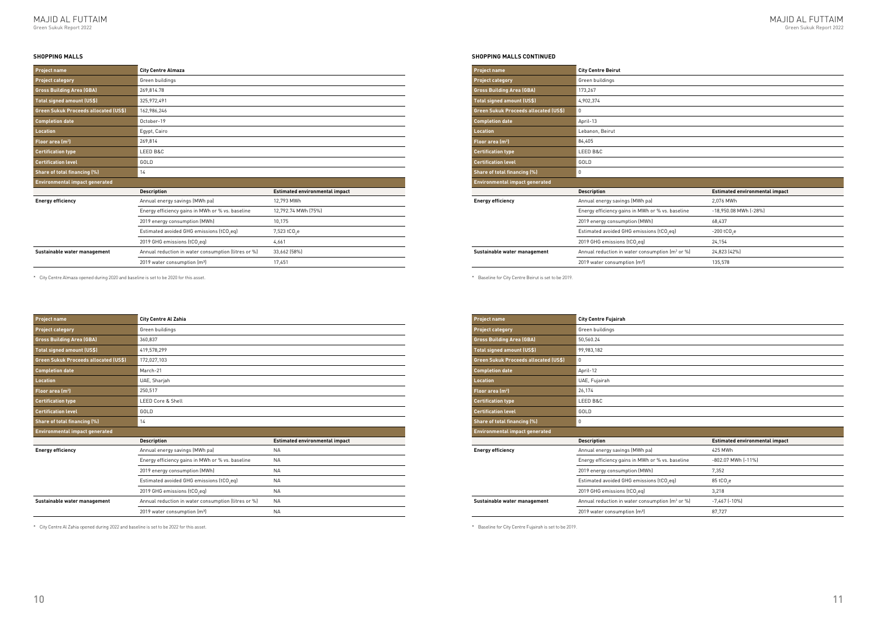## SHOPPING MALLS

| Project name | City Centre Almaza | |
|---|---|---|
| Project category | Green buildings | |
| Gross Building Area (GBA) | 269,814.78 | |
| Total signed amount (US$) | 325,972,491 | |
| Green Sukuk Proceeds allocated (US$) | 162,986,246 | |
| Completion date | October-19 | |
| Location | Egypt, Cairo | |
| Floor area (m²) | 269,814 | |
| Certification type | LEED B&C | |
| Certification level | GOLD | |
| Share of total financing (%) | 14 | |
| Environmental impact generated | | |
| | Description | Estimated environmental impact |
| Energy efficiency | Annual energy savings (MWh pa) | 12,793 MWh |
| | Energy efficiency gains in MWh or % vs. baseline | 12,792.74 MWh (75%) |
| | 2019 energy consumption (MWh) | 10,175 |
| | Estimated avoided GHG emissions ($tCO_2eq$) | 7,523 $tCO_2e$ |
| | 2019 GHG emissions ($tCO_2eq$) | 4,661 |
| Sustainable water management | Annual reduction in water consumption (litres or %) | 33,662 (58%) |
| | 2019 water consumption (m³) | 17,451 |

* City Centre Almaza opened during 2020 and baseline is set to be 2020 for this asset.

| Project name | City Centre Al Zahia | |
|---|---|---|
| Project category | Green buildings | |
| Gross Building Area (GBA) | 360,837 | |
| Total signed amount (US$) | 419,578,299 | |
| Green Sukuk Proceeds allocated (US$) | 172,027,103 | |
| Completion date | March-21 | |
| Location | UAE, Sharjah | |
| Floor area (m²) | 250,517 | |
| Certification type | LEED Core & Shell | |
| Certification level | GOLD | |
| Share of total financing (%) | 14 | |
| Environmental impact generated | | |
| | Description | Estimated environmental impact |
| Energy efficiency | Annual energy savings (MWh pa) | NA |
| | Energy efficiency gains in MWh or % vs. baseline | NA |
| | 2019 energy consumption (MWh) | NA |
| | Estimated avoided GHG emissions ($tCO_2eq$) | NA |
| | 2019 GHG emissions ($tCO_2eq$) | NA |
| Sustainable water management | Annual reduction in water consumption (litres or %) | NA |
| | 2019 water consumption (m³) | NA |

* City Centre Al Zahia opened during 2022 and baseline is set to be 2022 for this asset.

## SHOPPING MALLS CONTINUED

| Project name | City Centre Beirut | |
|---|---|---|
| Project category | Green buildings | |
| Gross Building Area (GBA) | 173,267 | |
| Total signed amount (US$) | 4,902,374 | |
| Green Sukuk Proceeds allocated (US$) | 0 | |
| Completion date | April-13 | |
| Location | Lebanon, Beirut | |
| Floor area (m²) | 84,405 | |
| Certification type | LEED B&C | |
| Certification level | GOLD | |
| Share of total financing (%) | 0 | |
| Environmental impact generated | | |
| | Description | Estimated environmental impact |
| Energy efficiency | Annual energy savings (MWh pa) | 2,076 MWh |
| | Energy efficiency gains in MWh or % vs. baseline | -18,950.08 MWh (-28%) |
| | 2019 energy consumption (MWh) | 68,437 |
| | Estimated avoided GHG emissions ($tCO_2eq$) | -200 $tCO_2e$ |
| | 2019 GHG emissions ($tCO_2eq$) | 24,154 |
| Sustainable water management | Annual reduction in water consumption (m³ or %) | 24,823 (42%) |
| | 2019 water consumption (m³) | 135,578 |

* Baseline for City Centre Beirut is set to be 2019.

| Project name | City Centre Fujairah | |
|---|---|---|
| Project category | Green buildings | |
| Gross Building Area (GBA) | 50,560.24 | |
| Total signed amount (US$) | 99,983,182 | |
| Green Sukuk Proceeds allocated (US$) | 0 | |
| Completion date | April-12 | |
| Location | UAE, Fujairah | |
| Floor area (m²) | 26,174 | |
| Certification type | LEED B&C | |
| Certification level | GOLD | |
| Share of total financing (%) | 0 | |
| Environmental impact generated | | |
| | Description | Estimated environmental impact |
| Energy efficiency | Annual energy savings (MWh pa) | 425 MWh |
| | Energy efficiency gains in MWh or % vs. baseline | -802.07 MWh (-11%) |
| | 2019 energy consumption (MWh) | 7,352 |
| | Estimated avoided GHG emissions ($tCO_2eq$) | 85 $tCO_2e$ |
| | 2019 GHG emissions ($tCO_2eq$) | 3,218 |
| Sustainable water management | Annual reduction in water consumption (m³ or %) | -7,467 (-10%) |
| | 2019 water consumption (m³) | 87,727 |

* Baseline for City Centre Fujairah is set to be 2019.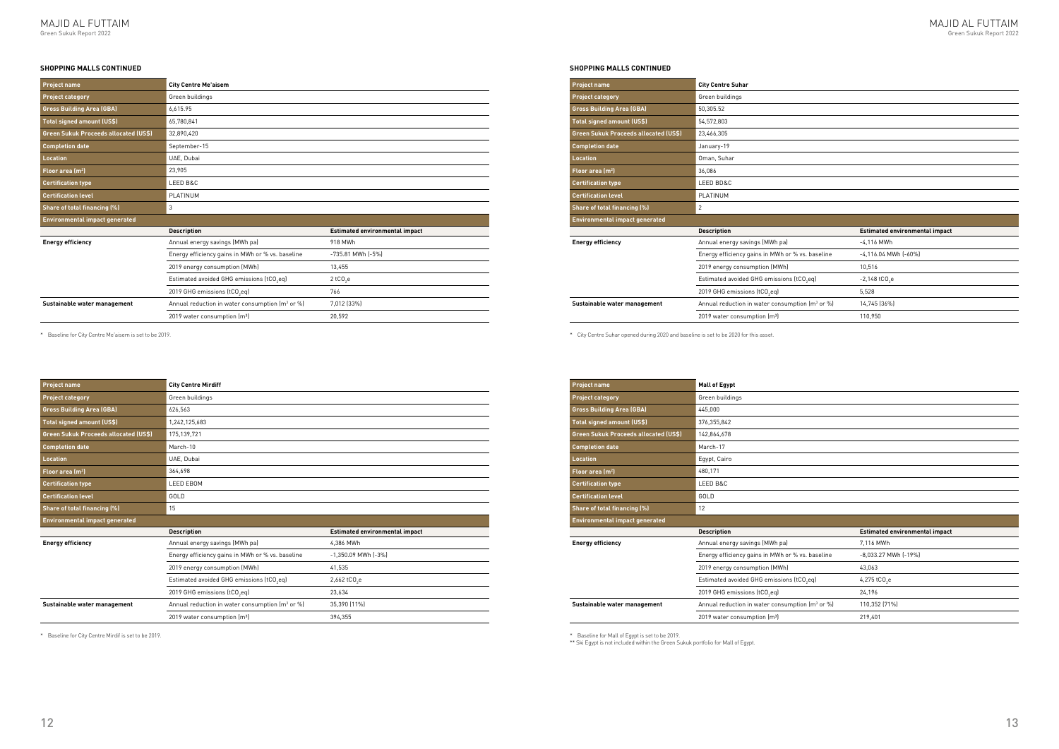## SHOPPING MALLS CONTINUED

| Project name | City Centre Me'aisem | |
|---|---|---|
| Project category | Green buildings | |
| Gross Building Area (GBA) | 6,615.95 | |
| Total signed amount (US$) | 65,780,841 | |
| Green Sukuk Proceeds allocated (US$) | 32,890,420 | |
| Completion date | September-15 | |
| Location | UAE, Dubai | |
| Floor area (m²) | 23,905 | |
| Certification type | LEED B&C | |
| Certification level | PLATINUM | |
| Share of total financing (%) | 3 | |
| Environmental impact generated | | |
| | Description | Estimated environmental impact |
| Energy efficiency | Annual energy savings (MWh pa) | 918 MWh |
| | Energy efficiency gains in MWh or % vs. baseline | -735.81 MWh (-5%) |
| | 2019 energy consumption (MWh) | 13,455 |
| | Estimated avoided GHG emissions ($tCO_2eq$) | 2 $tCO_2e$ |
| | 2019 GHG emissions ($tCO_2eq$) | 766 |
| Sustainable water management | Annual reduction in water consumption ($m^3$ or %) | 7,012 (33%) |
| | 2019 water consumption ($m^3$) | 20,592 |

\* Baseline for City Centre Me'aisem is set to be 2019.

| Project name | City Centre Mirdiff | |
|---|---|---|
| Project category | Green buildings | |
| Gross Building Area (GBA) | 626,563 | |
| Total signed amount (US$) | 1,242,125,683 | |
| Green Sukuk Proceeds allocated (US$) | 175,139,721 | |
| Completion date | March-10 | |
| Location | UAE, Dubai | |
| Floor area (m²) | 364,698 | |
| Certification type | LEED EBOM | |
| Certification level | GOLD | |
| Share of total financing (%) | 15 | |
| Environmental impact generated | | |
| | Description | Estimated environmental impact |
| Energy efficiency | Annual energy savings (MWh pa) | 4,386 MWh |
| | Energy efficiency gains in MWh or % vs. baseline | -1,350.09 MWh (-3%) |
| | 2019 energy consumption (MWh) | 41,535 |
| | Estimated avoided GHG emissions ($tCO_2eq$) | 2,662 $tCO_2e$ |
| | 2019 GHG emissions ($tCO_2eq$) | 23,634 |
| Sustainable water management | Annual reduction in water consumption ($m^3$ or %) | 35,390 (11%) |
| | 2019 water consumption ($m^3$) | 394,355 |

\* Baseline for City Centre Mirdif is set to be 2019.

## SHOPPING MALLS CONTINUED

| Project name | City Centre Suhar | |
|---|---|---|
| Project category | Green buildings | |
| Gross Building Area (GBA) | 50,305.52 | |
| Total signed amount (US$) | 54,572,803 | |
| Green Sukuk Proceeds allocated (US$) | 23,466,305 | |
| Completion date | January-19 | |
| Location | Oman, Suhar | |
| Floor area (m²) | 36,086 | |
| Certification type | LEED BD&C | |
| Certification level | PLATINUM | |
| Share of total financing (%) | 2 | |
| Environmental impact generated | | |
| | Description | Estimated environmental impact |
| Energy efficiency | Annual energy savings (MWh pa) | -4,116 MWh |
| | Energy efficiency gains in MWh or % vs. baseline | -4,116.04 MWh (-60%) |
| | 2019 energy consumption (MWh) | 10,516 |
| | Estimated avoided GHG emissions ($tCO_2eq$) | -2,148 $tCO_2e$ |
| | 2019 GHG emissions ($tCO_2eq$) | 5,528 |
| Sustainable water management | Annual reduction in water consumption ($m^3$ or %) | 14,745 (36%) |
| | 2019 water consumption ($m^3$) | 110,950 |

\* City Centre Suhar opened during 2020 and baseline is set to be 2020 for this asset.

| Project name | Mall of Egypt | |
|---|---|---|
| Project category | Green buildings | |
| Gross Building Area (GBA) | 445,000 | |
| Total signed amount (US$) | 376,355,842 | |
| Green Sukuk Proceeds allocated (US$) | 142,864,678 | |
| Completion date | March-17 | |
| Location | Egypt, Cairo | |
| Floor area (m²) | 480,171 | |
| Certification type | LEED B&C | |
| Certification level | GOLD | |
| Share of total financing (%) | 12 | |
| Environmental impact generated | | |
| | Description | Estimated environmental impact |
| Energy efficiency | Annual energy savings (MWh pa) | 7,116 MWh |
| | Energy efficiency gains in MWh or % vs. baseline | -8,033.27 MWh (-19%) |
| | 2019 energy consumption (MWh) | 43,063 |
| | Estimated avoided GHG emissions ($tCO_2eq$) | 4,275 $tCO_2e$ |
| | 2019 GHG emissions ($tCO_2eq$) | 24,196 |
| Sustainable water management | Annual reduction in water consumption ($m^3$ or %) | 110,352 (71%) |
| | 2019 water consumption ($m^3$) | 219,401 |

\* Baseline for Mall of Egypt is set to be 2019.

\*\* Ski Egypt is not included within the Green Sukuk portfolio for Mall of Egypt.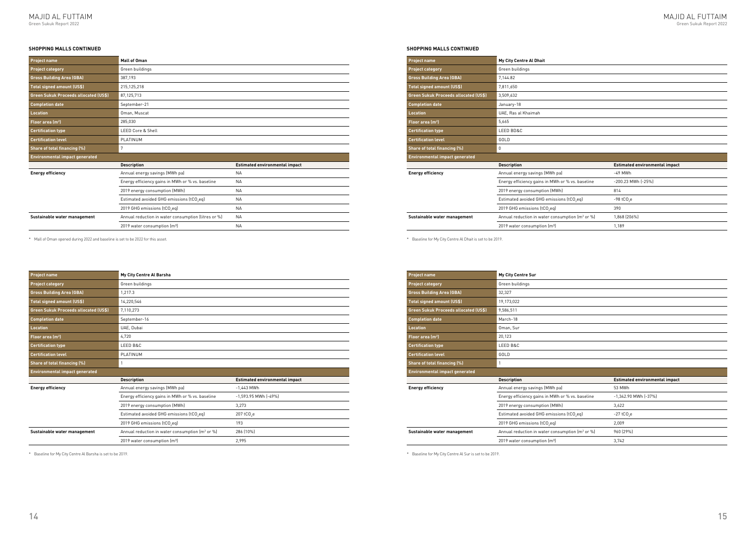## SHOPPING MALLS CONTINUED

| Project name | Mall of Oman | |
|---|---|---|
| Project category | Green buildings | |
| Gross Building Area (GBA) | 387,193 | |
| Total signed amount (US$) | 215,125,218 | |
| Green Sukuk Proceeds allocated (US$) | 87,125,713 | |
| Completion date | September-21 | |
| Location | Oman, Muscat | |
| Floor area (m²) | 285,030 | |
| Certification type | LEED Core & Shell | |
| Certification level | PLATINUM | |
| Share of total financing (%) | 7 | |
| Environmental impact generated | | |
| | Description | Estimated environmental impact |
| Energy efficiency | Annual energy savings (MWh pa) | NA |
| | Energy efficiency gains in MWh or % vs. baseline | NA |
| | 2019 energy consumption (MWh) | NA |
| | Estimated avoided GHG emissions ($tCO_2eq$) | NA |
| | 2019 GHG emissions ($tCO_2eq$) | NA |
| Sustainable water management | Annual reduction in water consumption (litres or %) | NA |
| | 2019 water consumption (m³) | NA |

* Mall of Oman opened during 2022 and baseline is set to be 2022 for this asset.

| Project name | My City Centre Al Barsha | |
|---|---|---|
| Project category | Green buildings | |
| Gross Building Area (GBA) | 1,217.3 | |
| Total signed amount (US$) | 14,220,546 | |
| Green Sukuk Proceeds allocated (US$) | 7,110,273 | |
| Completion date | September-16 | |
| Location | UAE, Dubai | |
| Floor area (m²) | 4,720 | |
| Certification type | LEED B&C | |
| Certification level | PLATINUM | |
| Share of total financing (%) | 1 | |
| Environmental impact generated | | |
| | Description | Estimated environmental impact |
| Energy efficiency | Annual energy savings (MWh pa) | -1,443 MWh |
| | Energy efficiency gains in MWh or % vs. baseline | -1,593.95 MWh (-49%) |
| | 2019 energy consumption (MWh) | 3,273 |
| | Estimated avoided GHG emissions ($tCO_2eq$) | 207 $tCO_2e$ |
| | 2019 GHG emissions ($tCO_2eq$) | 193 |
| Sustainable water management | Annual reduction in water consumption (m³ or %) | 286 (10%) |
| | 2019 water consumption (m³) | 2,995 |

* Baseline for My City Centre Al Barsha is set to be 2019.

| Project name | My City Centre Al Dhait | |
|---|---|---|
| Project category | Green buildings | |
| Gross Building Area (GBA) | 7,144.82 | |
| Total signed amount (US$) | 7,811,650 | |
| Green Sukuk Proceeds allocated (US$) | 3,509,632 | |
| Completion date | January-18 | |
| Location | UAE, Ras al Khaimah | |
| Floor area (m²) | 5,665 | |
| Certification type | LEED BD&C | |
| Certification level | GOLD | |
| Share of total financing (%) | 0 | |
| Environmental impact generated | | |
| | Description | Estimated environmental impact |
| Energy efficiency | Annual energy savings (MWh pa) | -49 MWh |
| | Energy efficiency gains in MWh or % vs. baseline | -200.23 MWh (-25%) |
| | 2019 energy consumption (MWh) | 814 |
| | Estimated avoided GHG emissions ($tCO_2eq$) | -98 $tCO_2e$ |
| | 2019 GHG emissions ($tCO_2eq$) | 390 |
| Sustainable water management | Annual reduction in water consumption (m³ or %) | 1,868 (206%) |
| | 2019 water consumption (m³) | 1,189 |

* Baseline for My City Centre Al Dhait is set to be 2019.

| Project name | My City Centre Sur | |
|---|---|---|
| Project category | Green buildings | |
| Gross Building Area (GBA) | 32,327 | |
| Total signed amount (US$) | 19,173,022 | |
| Green Sukuk Proceeds allocated (US$) | 9,586,511 | |
| Completion date | March-18 | |
| Location | Oman, Sur | |
| Floor area (m²) | 20,123 | |
| Certification type | LEED B&C | |
| Certification level | GOLD | |
| Share of total financing (%) | 1 | |
| Environmental impact generated | | |
| | Description | Estimated environmental impact |
| Energy efficiency | Annual energy savings (MWh pa) | 53 MWh |
| | Energy efficiency gains in MWh or % vs. baseline | -1,342.90 MWh (-37%) |
| | 2019 energy consumption (MWh) | 3,622 |
| | Estimated avoided GHG emissions ($tCO_2eq$) | -27 $tCO_2e$ |
| | 2019 GHG emissions ($tCO_2eq$) | 2,009 |
| Sustainable water management | Annual reduction in water consumption (m³ or %) | 960 (29%) |
| | 2019 water consumption (m³) | 3,742 |

* Baseline for My City Centre Al Sur is set to be 2019.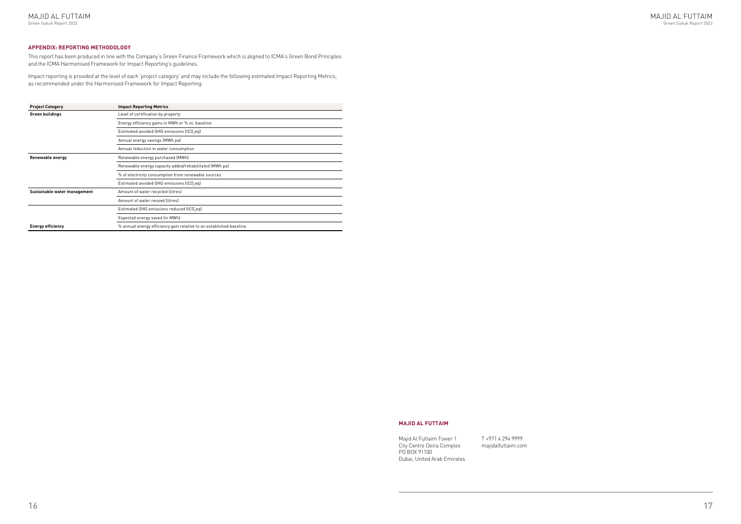## APPENDIX: REPORTING METHODOLOGY

This report has been produced in line with the Company's Green Finance Framework which is aligned to ICMA's Green Bond Principles and the ICMA Harmonised Framework for Impact Reporting's guidelines.

Impact reporting is provided at the level of each 'project category' and may include the following estimated Impact Reporting Metrics, as recommended under the Harmonised Framework for Impact Reporting:

| Project Category | Impact Reporting Metrics |
|---|---|
| **Green buildings** | Level of certification by property |
| | Energy efficiency gains in MWh or % vs. baseline |
| | Estimated avoided GHG emissions ($tCO_2eq$) |
| | Annual energy savings (MWh pa) |
| | Annual reduction in water consumption |
| **Renewable energy** | Renewable energy purchased (MWh) |
| | Renewable energy capacity added/rehabilitated (MWh pa) |
| | % of electricity consumption from renewable sources |
| | Estimated avoided GHG emissions ($tCO_2eq$) |
| **Sustainable water management** | Amount of water recycled (litres) |
| | Amount of water reused (litres) |
| | Estimated GHG emissions reduced ($tCO_2eq$) |
| | Expected energy saved (in MWh) |
| **Energy efficiency** | % annual energy efficiency gain relative to an established baseline |

**MAJID AL FUTTAIM**

Majid Al Futtaim Tower 1
City Centre Deira Complex
PO BOX 91100
Dubai, United Arab Emirates

T +971 4 294 9999
majidalfuttaim.com